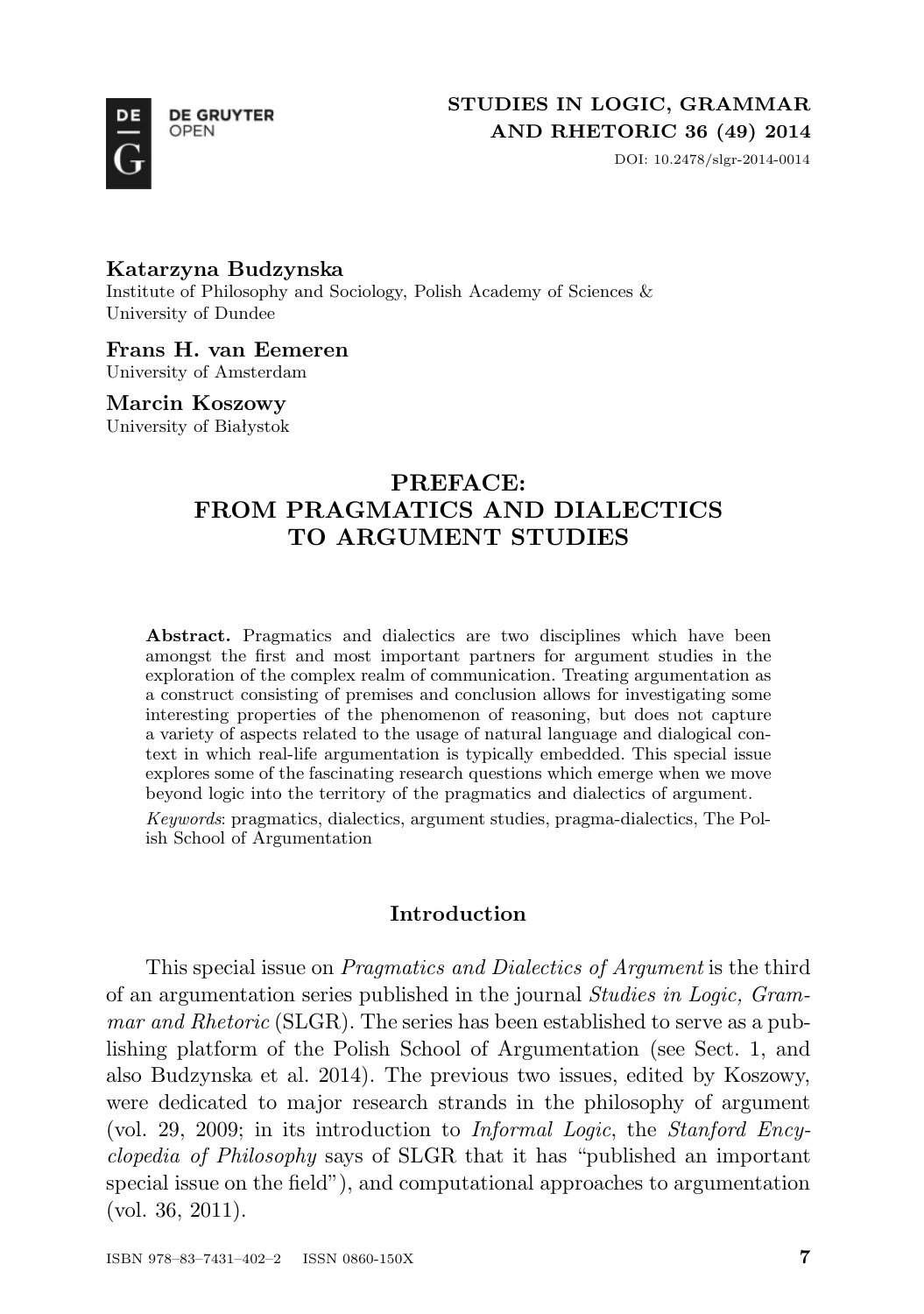Katarzyna Budzynska
Institute of Philosophy and Sociology, Polish Academy of Sciences &
University of Dundee

Frans H. van Eemeren
University of Amsterdam

Marcin Koszowy
University of Białystok

# PREFACE: FROM PRAGMATICS AND DIALECTICS TO ARGUMENT STUDIES

**Abstract.** Pragmatics and dialectics are two disciplines which have been amongst the first and most important partners for argument studies in the exploration of the complex realm of communication. Treating argumentation as a construct consisting of premises and conclusion allows for investigating some interesting properties of the phenomenon of reasoning, but does not capture a variety of aspects related to the usage of natural language and dialogical context in which real-life argumentation is typically embedded. This special issue explores some of the fascinating research questions which emerge when we move beyond logic into the territory of the pragmatics and dialectics of argument.

*Keywords*: pragmatics, dialectics, argument studies, pragma-dialectics, The Polish School of Argumentation

## Introduction

This special issue on *Pragmatics and Dialectics of Argument* is the third of an argumentation series published in the journal *Studies in Logic, Grammar and Rhetoric* (SLGR). The series has been established to serve as a publishing platform of the Polish School of Argumentation (see Sect. 1, and also Budzynska et al. 2014). The previous two issues, edited by Koszowy, were dedicated to major research strands in the philosophy of argument (vol. 29, 2009; in its introduction to *Informal Logic*, the *Stanford Encyclopedia of Philosophy* says of SLGR that it has "published an important special issue on the field"), and computational approaches to argumentation (vol. 36, 2011).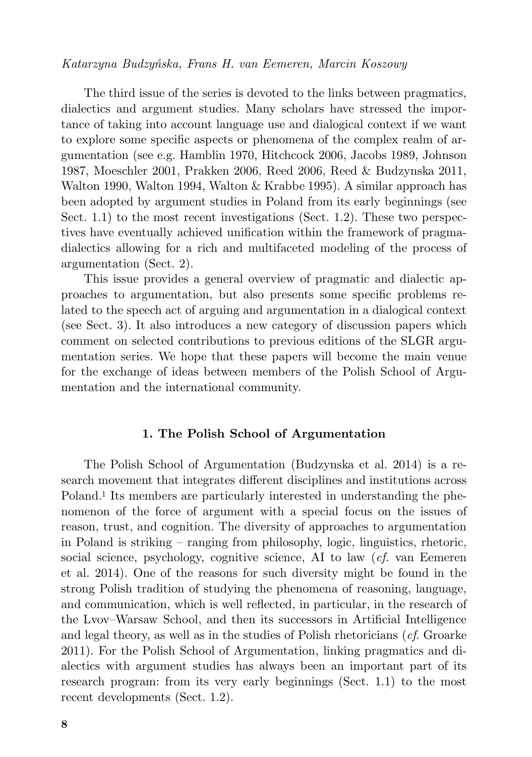The third issue of the series is devoted to the links between pragmatics, dialectics and argument studies. Many scholars have stressed the importance of taking into account language use and dialogical context if we want to explore some specific aspects or phenomena of the complex realm of argumentation (see e.g. Hamblin 1970, Hitchcock 2006, Jacobs 1989, Johnson 1987, Moeschler 2001, Prakken 2006, Reed 2006, Reed & Budzynska 2011, Walton 1990, Walton 1994, Walton & Krabbe 1995). A similar approach has been adopted by argument studies in Poland from its early beginnings (see Sect. 1.1) to the most recent investigations (Sect. 1.2). These two perspectives have eventually achieved unification within the framework of pragmadialectics allowing for a rich and multifaceted modeling of the process of argumentation (Sect. 2).

This issue provides a general overview of pragmatic and dialectic approaches to argumentation, but also presents some specific problems related to the speech act of arguing and argumentation in a dialogical context (see Sect. 3). It also introduces a new category of discussion papers which comment on selected contributions to previous editions of the SLGR argumentation series. We hope that these papers will become the main venue for the exchange of ideas between members of the Polish School of Argumentation and the international community.

## 1. The Polish School of Argumentation

The Polish School of Argumentation (Budzynska et al. 2014) is a research movement that integrates different disciplines and institutions across Poland.[1] Its members are particularly interested in understanding the phenomenon of the force of argument with a special focus on the issues of reason, trust, and cognition. The diversity of approaches to argumentation in Poland is striking – ranging from philosophy, logic, linguistics, rhetoric, social science, psychology, cognitive science, AI to law (*cf.* van Eemeren et al. 2014). One of the reasons for such diversity might be found in the strong Polish tradition of studying the phenomena of reasoning, language, and communication, which is well reflected, in particular, in the research of the Lvov–Warsaw School, and then its successors in Artificial Intelligence and legal theory, as well as in the studies of Polish rhetoricians (*cf.* Groarke 2011). For the Polish School of Argumentation, linking pragmatics and dialectics with argument studies has always been an important part of its research program: from its very early beginnings (Sect. 1.1) to the most recent developments (Sect. 1.2).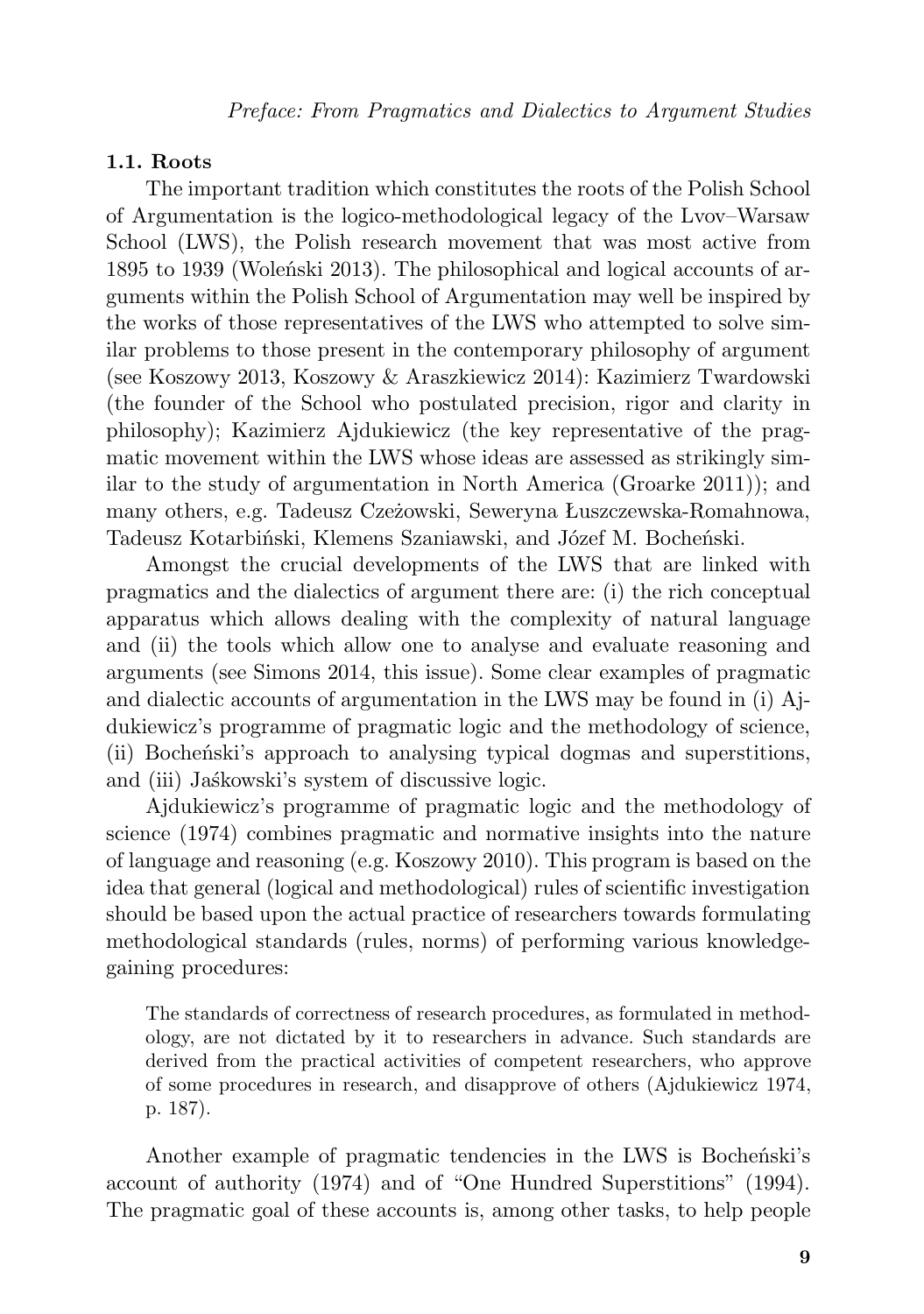### 1.1. Roots

The important tradition which constitutes the roots of the Polish School of Argumentation is the logico-methodological legacy of the Lvov–Warsaw School (LWS), the Polish research movement that was most active from 1895 to 1939 (Woleński 2013). The philosophical and logical accounts of arguments within the Polish School of Argumentation may well be inspired by the works of those representatives of the LWS who attempted to solve similar problems to those present in the contemporary philosophy of argument (see Koszowy 2013, Koszowy & Araszkiewicz 2014): Kazimierz Twardowski (the founder of the School who postulated precision, rigor and clarity in philosophy); Kazimierz Ajdukiewicz (the key representative of the pragmatic movement within the LWS whose ideas are assessed as strikingly similar to the study of argumentation in North America (Groarke 2011)); and many others, e.g. Tadeusz Czeżowski, Seweryna Łuszczewska-Romahnowa, Tadeusz Kotarbiński, Klemens Szaniawski, and Józef M. Bocheński.

Amongst the crucial developments of the LWS that are linked with pragmatics and the dialectics of argument there are: (i) the rich conceptual apparatus which allows dealing with the complexity of natural language and (ii) the tools which allow one to analyse and evaluate reasoning and arguments (see Simons 2014, this issue). Some clear examples of pragmatic and dialectic accounts of argumentation in the LWS may be found in (i) Ajdukiewicz's programme of pragmatic logic and the methodology of science, (ii) Bocheński's approach to analysing typical dogmas and superstitions, and (iii) Jaśkowski's system of discussive logic.

Ajdukiewicz's programme of pragmatic logic and the methodology of science (1974) combines pragmatic and normative insights into the nature of language and reasoning (e.g. Koszowy 2010). This program is based on the idea that general (logical and methodological) rules of scientific investigation should be based upon the actual practice of researchers towards formulating methodological standards (rules, norms) of performing various knowledge-gaining procedures:

> The standards of correctness of research procedures, as formulated in methodology, are not dictated by it to researchers in advance. Such standards are derived from the practical activities of competent researchers, who approve of some procedures in research, and disapprove of others (Ajdukiewicz 1974, p. 187).

Another example of pragmatic tendencies in the LWS is Bocheński's account of authority (1974) and of "One Hundred Superstitions" (1994). The pragmatic goal of these accounts is, among other tasks, to help people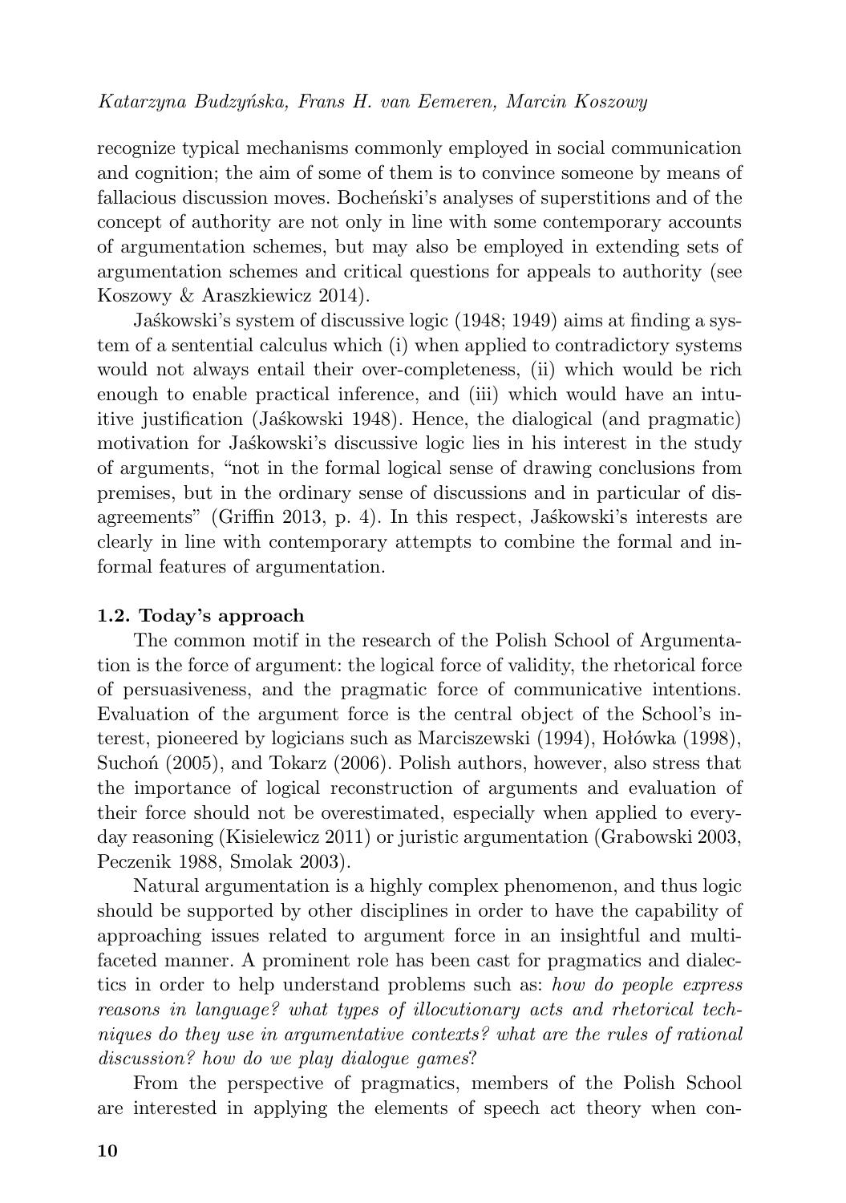recognize typical mechanisms commonly employed in social communication and cognition; the aim of some of them is to convince someone by means of fallacious discussion moves. Bocheński's analyses of superstitions and of the concept of authority are not only in line with some contemporary accounts of argumentation schemes, but may also be employed in extending sets of argumentation schemes and critical questions for appeals to authority (see Koszowy & Araszkiewicz 2014).

Jaśkowski's system of discussive logic (1948; 1949) aims at finding a system of a sentential calculus which (i) when applied to contradictory systems would not always entail their over-completeness, (ii) which would be rich enough to enable practical inference, and (iii) which would have an intuitive justification (Jaśkowski 1948). Hence, the dialogical (and pragmatic) motivation for Jaśkowski's discussive logic lies in his interest in the study of arguments, "not in the formal logical sense of drawing conclusions from premises, but in the ordinary sense of discussions and in particular of disagreements" (Griffin 2013, p. 4). In this respect, Jaśkowski's interests are clearly in line with contemporary attempts to combine the formal and informal features of argumentation.

### 1.2. Today's approach

The common motif in the research of the Polish School of Argumentation is the force of argument: the logical force of validity, the rhetorical force of persuasiveness, and the pragmatic force of communicative intentions. Evaluation of the argument force is the central object of the School's interest, pioneered by logicians such as Marciszewski (1994), Hołówka (1998), Suchoń (2005), and Tokarz (2006). Polish authors, however, also stress that the importance of logical reconstruction of arguments and evaluation of their force should not be overestimated, especially when applied to everyday reasoning (Kisielewicz 2011) or juristic argumentation (Grabowski 2003, Peczenik 1988, Smolak 2003).

Natural argumentation is a highly complex phenomenon, and thus logic should be supported by other disciplines in order to have the capability of approaching issues related to argument force in an insightful and multifaceted manner. A prominent role has been cast for pragmatics and dialectics in order to help understand problems such as: *how do people express reasons in language? what types of illocutionary acts and rhetorical techniques do they use in argumentative contexts? what are the rules of rational discussion? how do we play dialogue games*?

From the perspective of pragmatics, members of the Polish School are interested in applying the elements of speech act theory when con-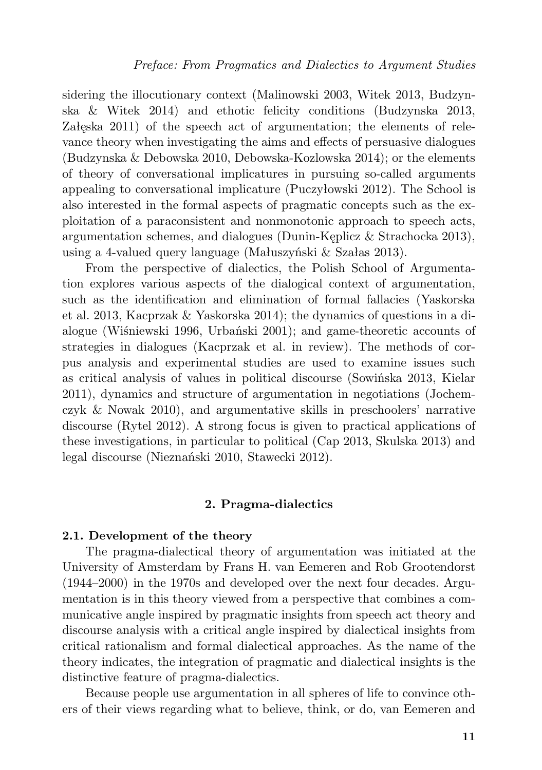sidering the illocutionary context (Malinowski 2003, Witek 2013, Budzynska & Witek 2014) and ethotic felicity conditions (Budzynska 2013, Załęska 2011) of the speech act of argumentation; the elements of relevance theory when investigating the aims and effects of persuasive dialogues (Budzynska & Debowska 2010, Debowska-Kozlowska 2014); or the elements of theory of conversational implicatures in pursuing so-called arguments appealing to conversational implicature (Puczyłowski 2012). The School is also interested in the formal aspects of pragmatic concepts such as the exploitation of a paraconsistent and nonmonotonic approach to speech acts, argumentation schemes, and dialogues (Dunin-Kęplicz & Strachocka 2013), using a 4-valued query language (Małuszyński & Szałas 2013).

From the perspective of dialectics, the Polish School of Argumentation explores various aspects of the dialogical context of argumentation, such as the identification and elimination of formal fallacies (Yaskorska et al. 2013, Kacprzak & Yaskorska 2014); the dynamics of questions in a dialogue (Wiśniewski 1996, Urbański 2001); and game-theoretic accounts of strategies in dialogues (Kacprzak et al. in review). The methods of corpus analysis and experimental studies are used to examine issues such as critical analysis of values in political discourse (Sowińska 2013, Kielar 2011), dynamics and structure of argumentation in negotiations (Jochemczyk & Nowak 2010), and argumentative skills in preschoolers' narrative discourse (Rytel 2012). A strong focus is given to practical applications of these investigations, in particular to political (Cap 2013, Skulska 2013) and legal discourse (Nieznański 2010, Stawecki 2012).

## 2. Pragma-dialectics

### 2.1. Development of the theory

The pragma-dialectical theory of argumentation was initiated at the University of Amsterdam by Frans H. van Eemeren and Rob Grootendorst (1944–2000) in the 1970s and developed over the next four decades. Argumentation is in this theory viewed from a perspective that combines a communicative angle inspired by pragmatic insights from speech act theory and discourse analysis with a critical angle inspired by dialectical insights from critical rationalism and formal dialectical approaches. As the name of the theory indicates, the integration of pragmatic and dialectical insights is the distinctive feature of pragma-dialectics.

Because people use argumentation in all spheres of life to convince others of their views regarding what to believe, think, or do, van Eemeren and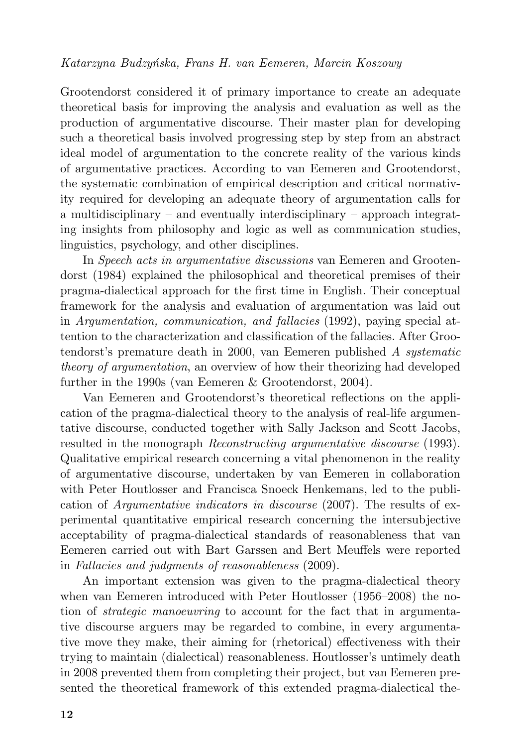Grootendorst considered it of primary importance to create an adequate theoretical basis for improving the analysis and evaluation as well as the production of argumentative discourse. Their master plan for developing such a theoretical basis involved progressing step by step from an abstract ideal model of argumentation to the concrete reality of the various kinds of argumentative practices. According to van Eemeren and Grootendorst, the systematic combination of empirical description and critical normativity required for developing an adequate theory of argumentation calls for a multidisciplinary – and eventually interdisciplinary – approach integrating insights from philosophy and logic as well as communication studies, linguistics, psychology, and other disciplines.

In *Speech acts in argumentative discussions* van Eemeren and Grootendorst (1984) explained the philosophical and theoretical premises of their pragma-dialectical approach for the first time in English. Their conceptual framework for the analysis and evaluation of argumentation was laid out in *Argumentation, communication, and fallacies* (1992), paying special attention to the characterization and classification of the fallacies. After Grootendorst's premature death in 2000, van Eemeren published *A systematic theory of argumentation*, an overview of how their theorizing had developed further in the 1990s (van Eemeren & Grootendorst, 2004).

Van Eemeren and Grootendorst's theoretical reflections on the application of the pragma-dialectical theory to the analysis of real-life argumentative discourse, conducted together with Sally Jackson and Scott Jacobs, resulted in the monograph *Reconstructing argumentative discourse* (1993). Qualitative empirical research concerning a vital phenomenon in the reality of argumentative discourse, undertaken by van Eemeren in collaboration with Peter Houtlosser and Francisca Snoeck Henkemans, led to the publication of *Argumentative indicators in discourse* (2007). The results of experimental quantitative empirical research concerning the intersubjective acceptability of pragma-dialectical standards of reasonableness that van Eemeren carried out with Bart Garssen and Bert Meuffels were reported in *Fallacies and judgments of reasonableness* (2009).

An important extension was given to the pragma-dialectical theory when van Eemeren introduced with Peter Houtlosser (1956–2008) the notion of *strategic manoeuvring* to account for the fact that in argumentative discourse arguers may be regarded to combine, in every argumentative move they make, their aiming for (rhetorical) effectiveness with their trying to maintain (dialectical) reasonableness. Houtlosser's untimely death in 2008 prevented them from completing their project, but van Eemeren presented the theoretical framework of this extended pragma-dialectical the-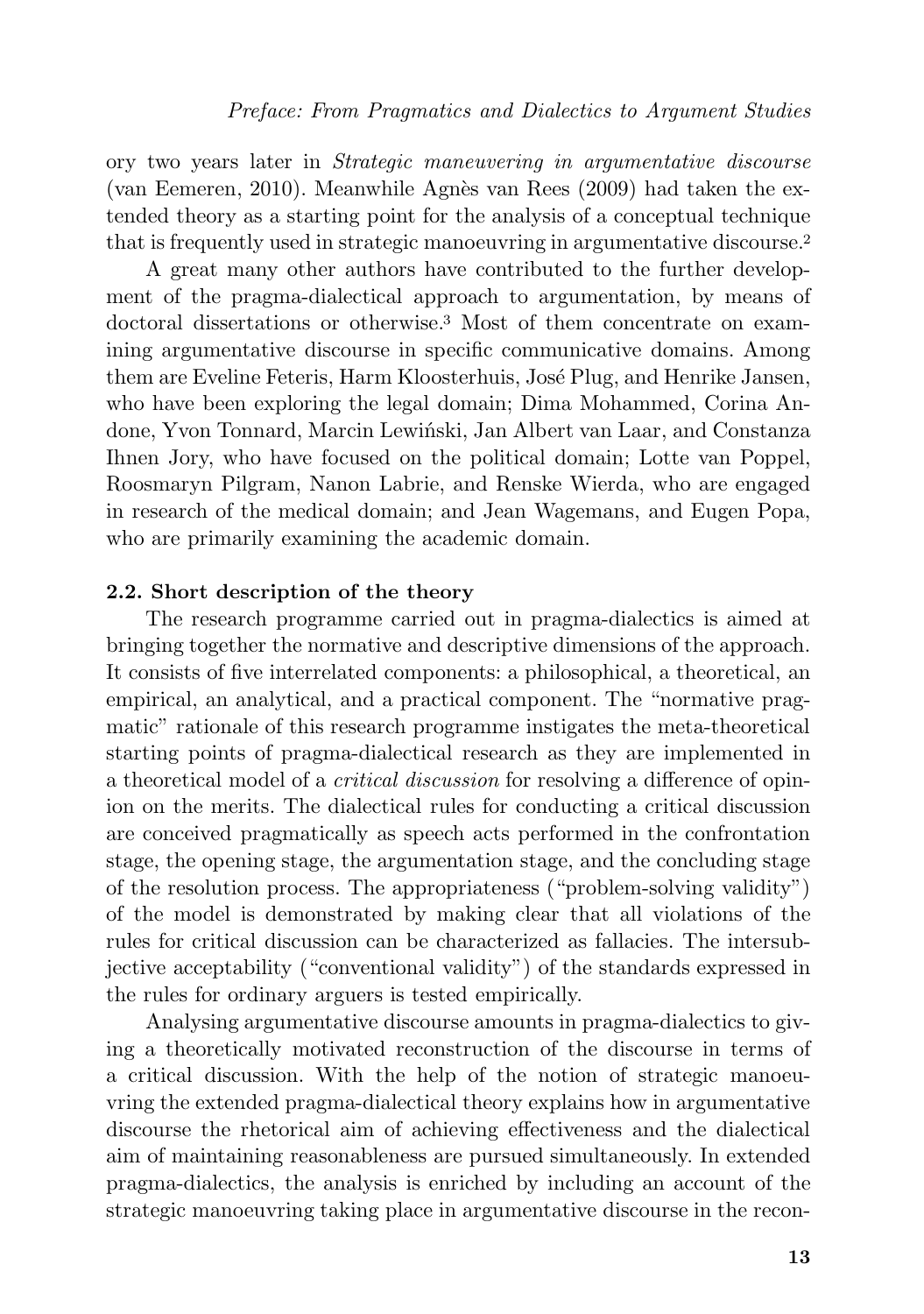ory two years later in *Strategic maneuvering in argumentative discourse* (van Eemeren, 2010). Meanwhile Agnès van Rees (2009) had taken the extended theory as a starting point for the analysis of a conceptual technique that is frequently used in strategic manoeuvring in argumentative discourse.[2]

A great many other authors have contributed to the further development of the pragma-dialectical approach to argumentation, by means of doctoral dissertations or otherwise.[3] Most of them concentrate on examining argumentative discourse in specific communicative domains. Among them are Eveline Feteris, Harm Kloosterhuis, José Plug, and Henrike Jansen, who have been exploring the legal domain; Dima Mohammed, Corina Andone, Yvon Tonnard, Marcin Lewiński, Jan Albert van Laar, and Constanza Ihnen Jory, who have focused on the political domain; Lotte van Poppel, Roosmaryn Pilgram, Nanon Labrie, and Renske Wierda, who are engaged in research of the medical domain; and Jean Wagemans, and Eugen Popa, who are primarily examining the academic domain.

### 2.2. Short description of the theory

The research programme carried out in pragma-dialectics is aimed at bringing together the normative and descriptive dimensions of the approach. It consists of five interrelated components: a philosophical, a theoretical, an empirical, an analytical, and a practical component. The "normative pragmatic" rationale of this research programme instigates the meta-theoretical starting points of pragma-dialectical research as they are implemented in a theoretical model of a *critical discussion* for resolving a difference of opinion on the merits. The dialectical rules for conducting a critical discussion are conceived pragmatically as speech acts performed in the confrontation stage, the opening stage, the argumentation stage, and the concluding stage of the resolution process. The appropriateness ("problem-solving validity") of the model is demonstrated by making clear that all violations of the rules for critical discussion can be characterized as fallacies. The intersubjective acceptability ("conventional validity") of the standards expressed in the rules for ordinary arguers is tested empirically.

Analysing argumentative discourse amounts in pragma-dialectics to giving a theoretically motivated reconstruction of the discourse in terms of a critical discussion. With the help of the notion of strategic manoeuvring the extended pragma-dialectical theory explains how in argumentative discourse the rhetorical aim of achieving effectiveness and the dialectical aim of maintaining reasonableness are pursued simultaneously. In extended pragma-dialectics, the analysis is enriched by including an account of the strategic manoeuvring taking place in argumentative discourse in the recon-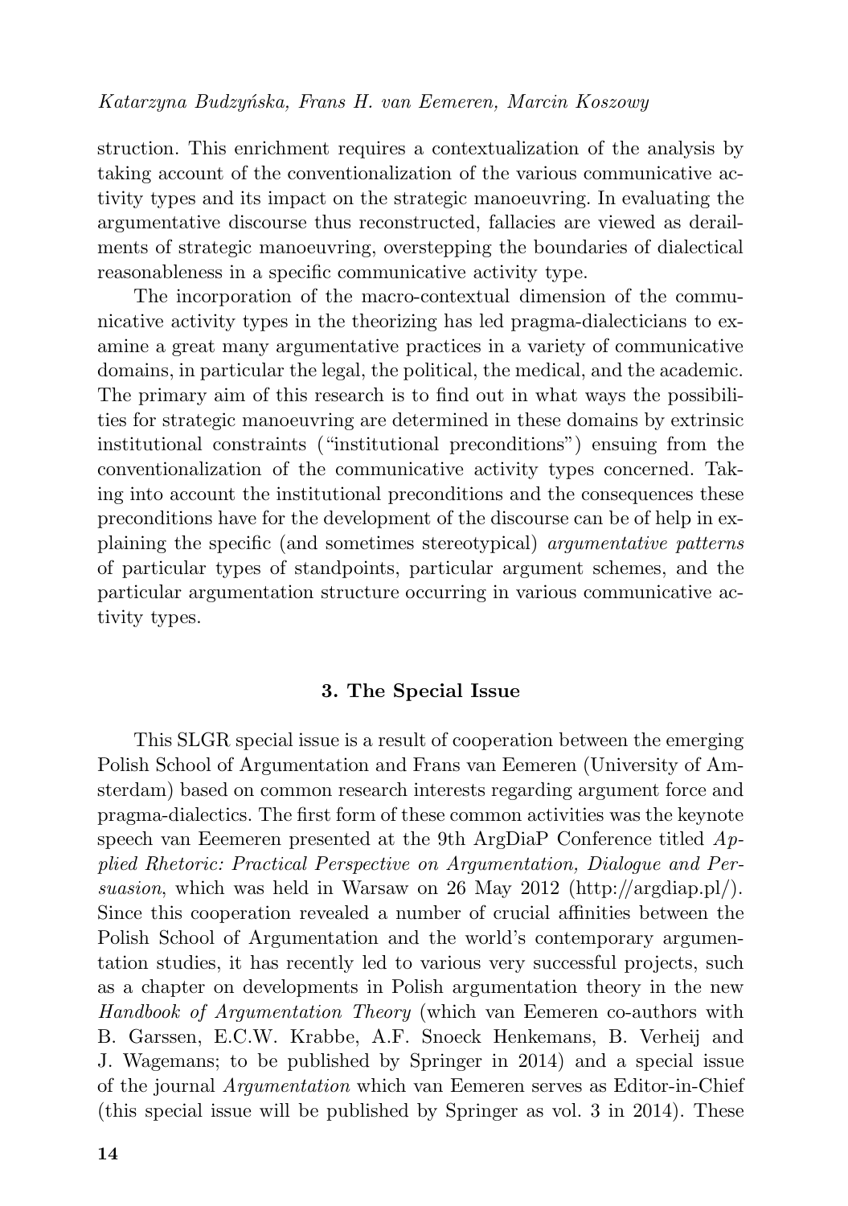struction. This enrichment requires a contextualization of the analysis by taking account of the conventionalization of the various communicative activity types and its impact on the strategic manoeuvring. In evaluating the argumentative discourse thus reconstructed, fallacies are viewed as derailments of strategic manoeuvring, overstepping the boundaries of dialectical reasonableness in a specific communicative activity type.

The incorporation of the macro-contextual dimension of the communicative activity types in the theorizing has led pragma-dialecticians to examine a great many argumentative practices in a variety of communicative domains, in particular the legal, the political, the medical, and the academic. The primary aim of this research is to find out in what ways the possibilities for strategic manoeuvring are determined in these domains by extrinsic institutional constraints ("institutional preconditions") ensuing from the conventionalization of the communicative activity types concerned. Taking into account the institutional preconditions and the consequences these preconditions have for the development of the discourse can be of help in explaining the specific (and sometimes stereotypical) *argumentative patterns* of particular types of standpoints, particular argument schemes, and the particular argumentation structure occurring in various communicative activity types.

### 3. The Special Issue

This SLGR special issue is a result of cooperation between the emerging Polish School of Argumentation and Frans van Eemeren (University of Amsterdam) based on common research interests regarding argument force and pragma-dialectics. The first form of these common activities was the keynote speech van Eeemeren presented at the 9th ArgDiaP Conference titled *Applied Rhetoric: Practical Perspective on Argumentation, Dialogue and Persuasion*, which was held in Warsaw on 26 May 2012 (http://argdiap.pl/). Since this cooperation revealed a number of crucial affinities between the Polish School of Argumentation and the world's contemporary argumentation studies, it has recently led to various very successful projects, such as a chapter on developments in Polish argumentation theory in the new *Handbook of Argumentation Theory* (which van Eemeren co-authors with B. Garssen, E.C.W. Krabbe, A.F. Snoeck Henkemans, B. Verheij and J. Wagemans; to be published by Springer in 2014) and a special issue of the journal *Argumentation* which van Eemeren serves as Editor-in-Chief (this special issue will be published by Springer as vol. 3 in 2014). These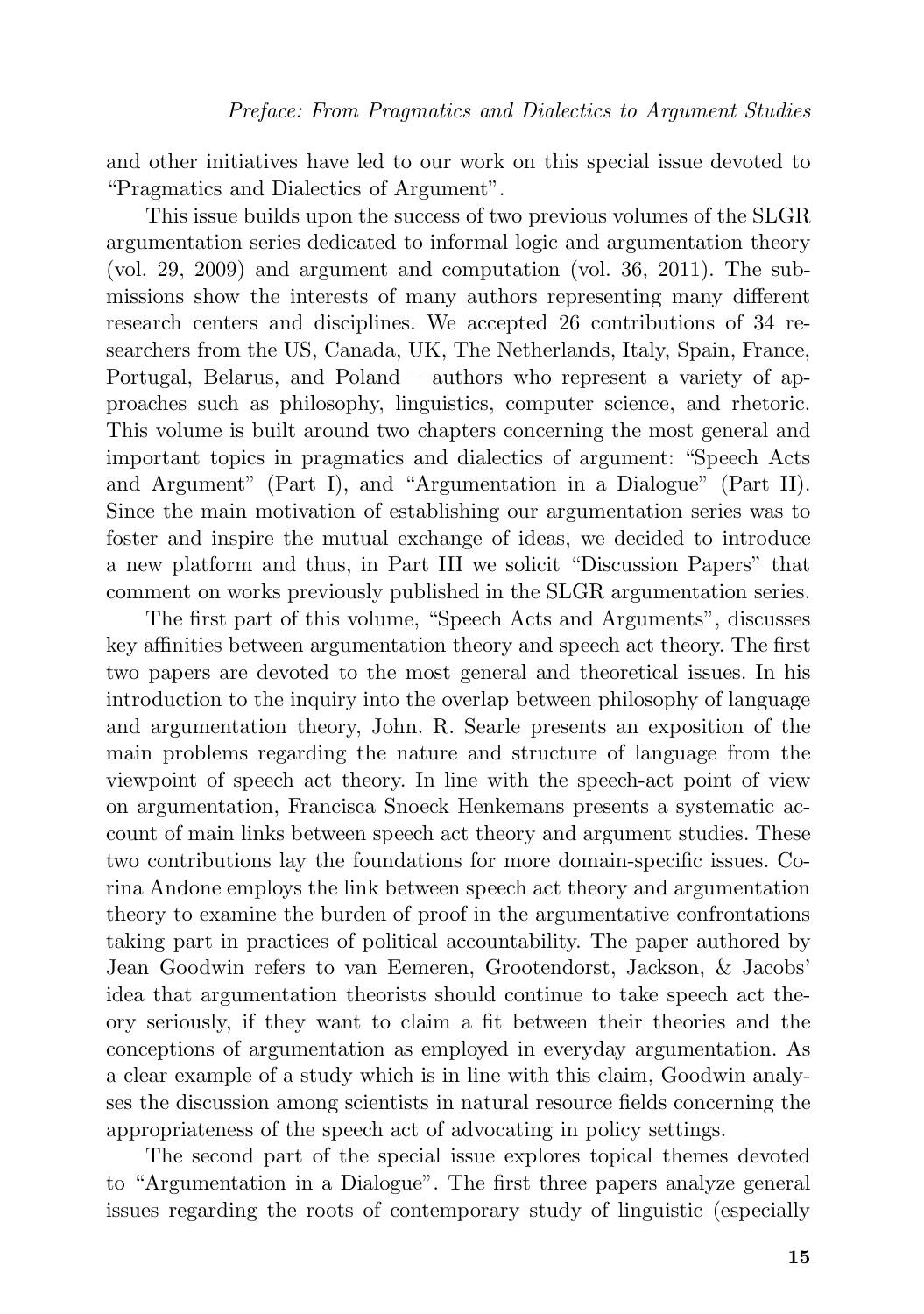and other initiatives have led to our work on this special issue devoted to "Pragmatics and Dialectics of Argument".

This issue builds upon the success of two previous volumes of the SLGR argumentation series dedicated to informal logic and argumentation theory (vol. 29, 2009) and argument and computation (vol. 36, 2011). The submissions show the interests of many authors representing many different research centers and disciplines. We accepted 26 contributions of 34 researchers from the US, Canada, UK, The Netherlands, Italy, Spain, France, Portugal, Belarus, and Poland – authors who represent a variety of approaches such as philosophy, linguistics, computer science, and rhetoric. This volume is built around two chapters concerning the most general and important topics in pragmatics and dialectics of argument: "Speech Acts and Argument" (Part I), and "Argumentation in a Dialogue" (Part II). Since the main motivation of establishing our argumentation series was to foster and inspire the mutual exchange of ideas, we decided to introduce a new platform and thus, in Part III we solicit "Discussion Papers" that comment on works previously published in the SLGR argumentation series.

The first part of this volume, "Speech Acts and Arguments", discusses key affinities between argumentation theory and speech act theory. The first two papers are devoted to the most general and theoretical issues. In his introduction to the inquiry into the overlap between philosophy of language and argumentation theory, John. R. Searle presents an exposition of the main problems regarding the nature and structure of language from the viewpoint of speech act theory. In line with the speech-act point of view on argumentation, Francisca Snoeck Henkemans presents a systematic account of main links between speech act theory and argument studies. These two contributions lay the foundations for more domain-specific issues. Corina Andone employs the link between speech act theory and argumentation theory to examine the burden of proof in the argumentative confrontations taking part in practices of political accountability. The paper authored by Jean Goodwin refers to van Eemeren, Grootendorst, Jackson, & Jacobs' idea that argumentation theorists should continue to take speech act theory seriously, if they want to claim a fit between their theories and the conceptions of argumentation as employed in everyday argumentation. As a clear example of a study which is in line with this claim, Goodwin analyses the discussion among scientists in natural resource fields concerning the appropriateness of the speech act of advocating in policy settings.

The second part of the special issue explores topical themes devoted to "Argumentation in a Dialogue". The first three papers analyze general issues regarding the roots of contemporary study of linguistic (especially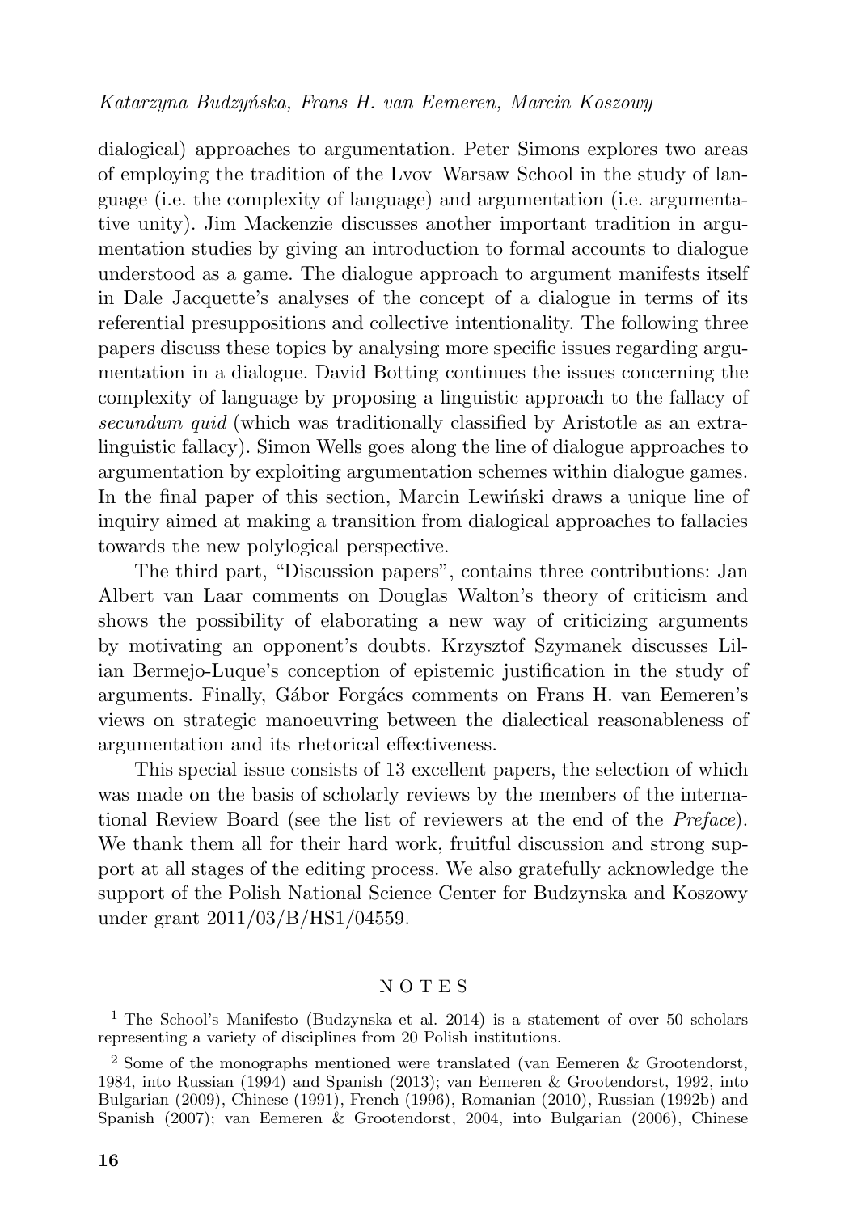dialogical) approaches to argumentation. Peter Simons explores two areas of employing the tradition of the Lvov–Warsaw School in the study of language (i.e. the complexity of language) and argumentation (i.e. argumentative unity). Jim Mackenzie discusses another important tradition in argumentation studies by giving an introduction to formal accounts to dialogue understood as a game. The dialogue approach to argument manifests itself in Dale Jacquette's analyses of the concept of a dialogue in terms of its referential presuppositions and collective intentionality. The following three papers discuss these topics by analysing more specific issues regarding argumentation in a dialogue. David Botting continues the issues concerning the complexity of language by proposing a linguistic approach to the fallacy of *secundum quid* (which was traditionally classified by Aristotle as an extra-linguistic fallacy). Simon Wells goes along the line of dialogue approaches to argumentation by exploiting argumentation schemes within dialogue games. In the final paper of this section, Marcin Lewiński draws a unique line of inquiry aimed at making a transition from dialogical approaches to fallacies towards the new polylogical perspective.

The third part, "Discussion papers", contains three contributions: Jan Albert van Laar comments on Douglas Walton's theory of criticism and shows the possibility of elaborating a new way of criticizing arguments by motivating an opponent's doubts. Krzysztof Szymanek discusses Lilian Bermejo-Luque's conception of epistemic justification in the study of arguments. Finally, Gábor Forgács comments on Frans H. van Eemeren's views on strategic manoeuvring between the dialectical reasonableness of argumentation and its rhetorical effectiveness.

This special issue consists of 13 excellent papers, the selection of which was made on the basis of scholarly reviews by the members of the international Review Board (see the list of reviewers at the end of the *Preface*). We thank them all for their hard work, fruitful discussion and strong support at all stages of the editing process. We also gratefully acknowledge the support of the Polish National Science Center for Budzynska and Koszowy under grant 2011/03/B/HS1/04559.

## NOTES

[1] The School's Manifesto (Budzynska et al. 2014) is a statement of over 50 scholars representing a variety of disciplines from 20 Polish institutions.

[2] Some of the monographs mentioned were translated (van Eemeren & Grootendorst, 1984, into Russian (1994) and Spanish (2013); van Eemeren & Grootendorst, 1992, into Bulgarian (2009), Chinese (1991), French (1996), Romanian (2010), Russian (1992b) and Spanish (2007); van Eemeren & Grootendorst, 2004, into Bulgarian (2006), Chinese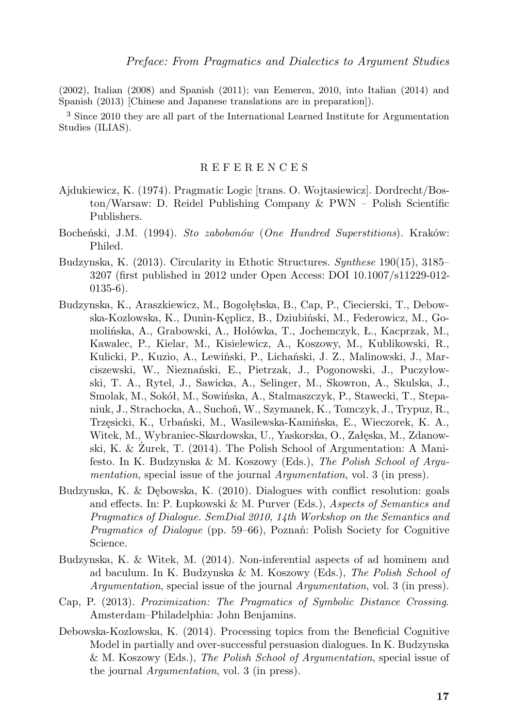(2002), Italian (2008) and Spanish (2011); van Eemeren, 2010, into Italian (2014) and Spanish (2013) [Chinese and Japanese translations are in preparation]).

[3] Since 2010 they are all part of the International Learned Institute for Argumentation Studies (ILIAS).

## REFERENCES

Ajdukiewicz, K. (1974). Pragmatic Logic [trans. O. Wojtasiewicz]. Dordrecht/Boston/Warsaw: D. Reidel Publishing Company & PWN – Polish Scientific Publishers.

Bocheński, J.M. (1994). *Sto zabobonów* (*One Hundred Superstitions*). Kraków: Philed.

Budzynska, K. (2013). Circularity in Ethotic Structures. *Synthese* 190(15), 3185–3207 (first published in 2012 under Open Access: DOI 10.1007/s11229-012-0135-6).

Budzynska, K., Araszkiewicz, M., Bogołębska, B., Cap, P., Ciecierski, T., Debowska-Kozlowska, K., Dunin-Kęplicz, B., Dziubiński, M., Federowicz, M., Gomolińska, A., Grabowski, A., Hołówka, T., Jochemczyk, Ł., Kacprzak, M., Kawalec, P., Kielar, M., Kisielewicz, A., Koszowy, M., Kublikowski, R., Kulicki, P., Kuzio, A., Lewiński, P., Lichański, J. Z., Malinowski, J., Marciszewski, W., Nieznański, E., Pietrzak, J., Pogonowski, J., Puczyłowski, T. A., Rytel, J., Sawicka, A., Selinger, M., Skowron, A., Skulska, J., Smolak, M., Sokół, M., Sowińska, A., Stalmaszczyk, P., Stawecki, T., Stepaniuk, J., Strachocka, A., Suchoń, W., Szymanek, K., Tomczyk, J., Trypuz, R., Trzęsicki, K., Urbański, M., Wasilewska-Kamińska, E., Wieczorek, K. A., Witek, M., Wybraniec-Skardowska, U., Yaskorska, O., Załęska, M., Zdanowski, K. & Żurek, T. (2014). The Polish School of Argumentation: A Manifesto. In K. Budzynska & M. Koszowy (Eds.), *The Polish School of Argumentation*, special issue of the journal *Argumentation*, vol. 3 (in press).

Budzynska, K. & Dębowska, K. (2010). Dialogues with conflict resolution: goals and effects. In: P. Łupkowski & M. Purver (Eds.), *Aspects of Semantics and Pragmatics of Dialogue. SemDial 2010, 14th Workshop on the Semantics and Pragmatics of Dialogue* (pp. 59–66), Poznań: Polish Society for Cognitive Science.

Budzynska, K. & Witek, M. (2014). Non-inferential aspects of ad hominem and ad baculum. In K. Budzynska & M. Koszowy (Eds.), *The Polish School of Argumentation*, special issue of the journal *Argumentation*, vol. 3 (in press).

Cap, P. (2013). *Proximization: The Pragmatics of Symbolic Distance Crossing*. Amsterdam–Philadelphia: John Benjamins.

Debowska-Kozlowska, K. (2014). Processing topics from the Beneficial Cognitive Model in partially and over-successful persuasion dialogues. In K. Budzynska & M. Koszowy (Eds.), *The Polish School of Argumentation*, special issue of the journal *Argumentation*, vol. 3 (in press).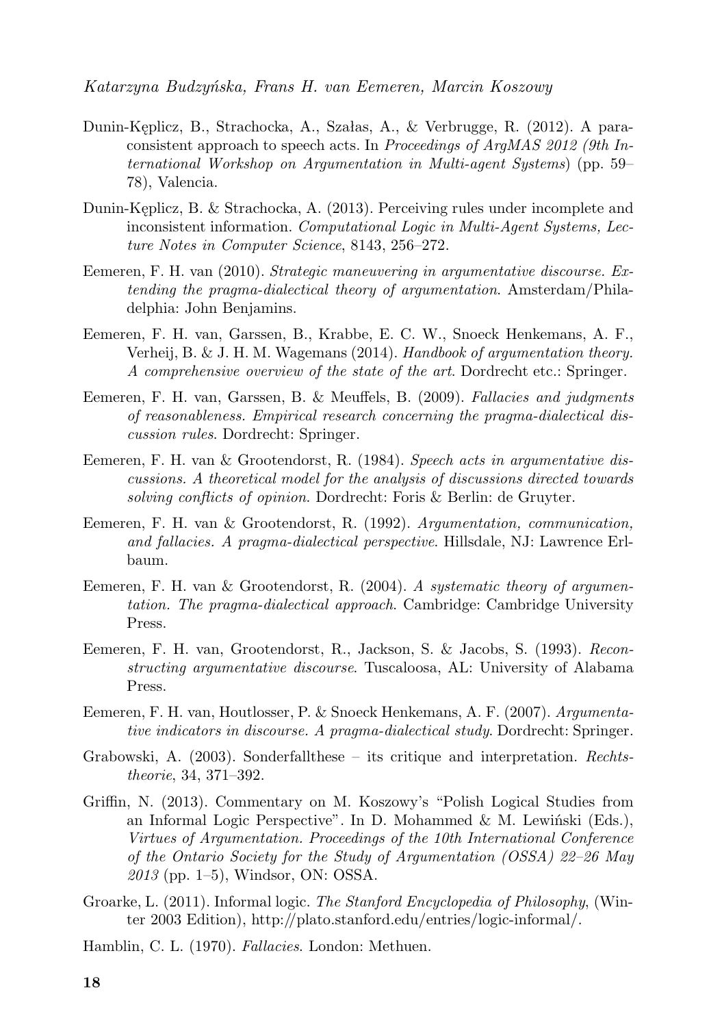Dunin-Kęplicz, B., Strachocka, A., Szałas, A., & Verbrugge, R. (2012). A paraconsistent approach to speech acts. In *Proceedings of ArgMAS 2012 (9th International Workshop on Argumentation in Multi-agent Systems)* (pp. 59–78), Valencia.

Dunin-Kęplicz, B. & Strachocka, A. (2013). Perceiving rules under incomplete and inconsistent information. *Computational Logic in Multi-Agent Systems, Lecture Notes in Computer Science*, 8143, 256–272.

Eemeren, F. H. van (2010). *Strategic maneuvering in argumentative discourse. Extending the pragma-dialectical theory of argumentation*. Amsterdam/Philadelphia: John Benjamins.

Eemeren, F. H. van, Garssen, B., Krabbe, E. C. W., Snoeck Henkemans, A. F., Verheij, B. & J. H. M. Wagemans (2014). *Handbook of argumentation theory. A comprehensive overview of the state of the art*. Dordrecht etc.: Springer.

Eemeren, F. H. van, Garssen, B. & Meuffels, B. (2009). *Fallacies and judgments of reasonableness. Empirical research concerning the pragma-dialectical discussion rules*. Dordrecht: Springer.

Eemeren, F. H. van & Grootendorst, R. (1984). *Speech acts in argumentative discussions. A theoretical model for the analysis of discussions directed towards solving conflicts of opinion*. Dordrecht: Foris & Berlin: de Gruyter.

Eemeren, F. H. van & Grootendorst, R. (1992). *Argumentation, communication, and fallacies. A pragma-dialectical perspective*. Hillsdale, NJ: Lawrence Erlbaum.

Eemeren, F. H. van & Grootendorst, R. (2004). *A systematic theory of argumentation. The pragma-dialectical approach*. Cambridge: Cambridge University Press.

Eemeren, F. H. van, Grootendorst, R., Jackson, S. & Jacobs, S. (1993). *Reconstructing argumentative discourse*. Tuscaloosa, AL: University of Alabama Press.

Eemeren, F. H. van, Houtlosser, P. & Snoeck Henkemans, A. F. (2007). *Argumentative indicators in discourse. A pragma-dialectical study*. Dordrecht: Springer.

Grabowski, A. (2003). Sonderfallthese – its critique and interpretation. *Rechtstheorie*, 34, 371–392.

Griffin, N. (2013). Commentary on M. Koszowy's "Polish Logical Studies from an Informal Logic Perspective". In D. Mohammed & M. Lewiński (Eds.), *Virtues of Argumentation. Proceedings of the 10th International Conference of the Ontario Society for the Study of Argumentation (OSSA) 22–26 May 2013* (pp. 1–5), Windsor, ON: OSSA.

Groarke, L. (2011). Informal logic. *The Stanford Encyclopedia of Philosophy*, (Winter 2003 Edition), http://plato.stanford.edu/entries/logic-informal/.

Hamblin, C. L. (1970). *Fallacies*. London: Methuen.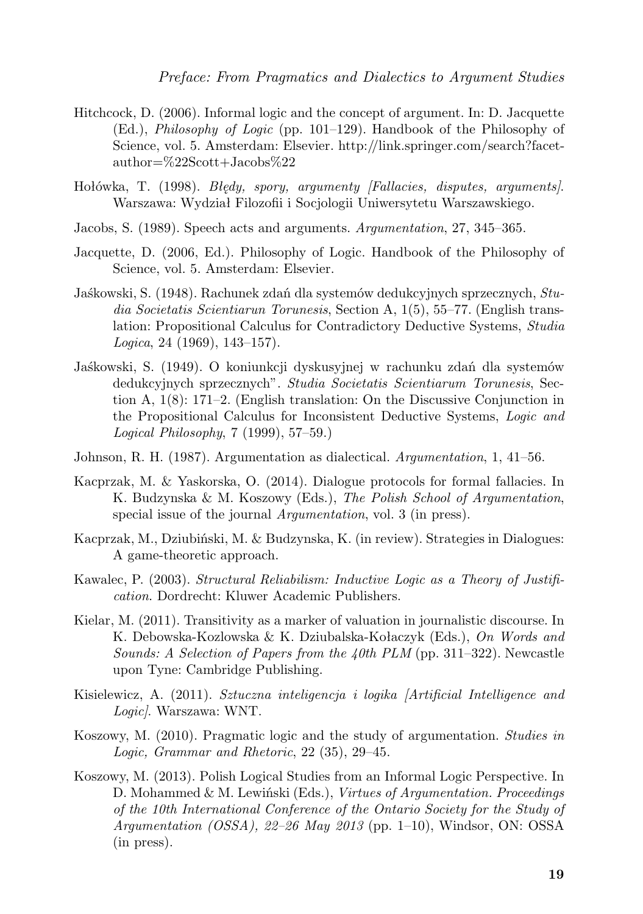Hitchcock, D. (2006). Informal logic and the concept of argument. In: D. Jacquette (Ed.), *Philosophy of Logic* (pp. 101–129). Handbook of the Philosophy of Science, vol. 5. Amsterdam: Elsevier. http://link.springer.com/search?facet-author=%22Scott+Jacobs%22

Hołówka, T. (1998). *Błędy, spory, argumenty [Fallacies, disputes, arguments]*. Warszawa: Wydział Filozofii i Socjologii Uniwersytetu Warszawskiego.

Jacobs, S. (1989). Speech acts and arguments. *Argumentation*, 27, 345–365.

Jacquette, D. (2006, Ed.). Philosophy of Logic. Handbook of the Philosophy of Science, vol. 5. Amsterdam: Elsevier.

Jaśkowski, S. (1948). Rachunek zdań dla systemów dedukcyjnych sprzecznych, *Studia Societatis Scientiarun Torunesis*, Section A, 1(5), 55–77. (English translation: Propositional Calculus for Contradictory Deductive Systems, *Studia Logica*, 24 (1969), 143–157).

Jaśkowski, S. (1949). O koniunkcji dyskusyjnej w rachunku zdań dla systemów dedukcyjnych sprzecznych". *Studia Societatis Scientiarum Torunesis*, Section A, 1(8): 171–2. (English translation: On the Discussive Conjunction in the Propositional Calculus for Inconsistent Deductive Systems, *Logic and Logical Philosophy*, 7 (1999), 57–59.)

Johnson, R. H. (1987). Argumentation as dialectical. *Argumentation*, 1, 41–56.

Kacprzak, M. & Yaskorska, O. (2014). Dialogue protocols for formal fallacies. In K. Budzynska & M. Koszowy (Eds.), *The Polish School of Argumentation*, special issue of the journal *Argumentation*, vol. 3 (in press).

Kacprzak, M., Dziubiński, M. & Budzynska, K. (in review). Strategies in Dialogues: A game-theoretic approach.

Kawalec, P. (2003). *Structural Reliabilism: Inductive Logic as a Theory of Justification*. Dordrecht: Kluwer Academic Publishers.

Kielar, M. (2011). Transitivity as a marker of valuation in journalistic discourse. In K. Debowska-Kozlowska & K. Dziubalska-Kołaczyk (Eds.), *On Words and Sounds: A Selection of Papers from the 40th PLM* (pp. 311–322). Newcastle upon Tyne: Cambridge Publishing.

Kisielewicz, A. (2011). *Sztuczna inteligencja i logika [Artificial Intelligence and Logic]*. Warszawa: WNT.

Koszowy, M. (2010). Pragmatic logic and the study of argumentation. *Studies in Logic, Grammar and Rhetoric*, 22 (35), 29–45.

Koszowy, M. (2013). Polish Logical Studies from an Informal Logic Perspective. In D. Mohammed & M. Lewiński (Eds.), *Virtues of Argumentation. Proceedings of the 10th International Conference of the Ontario Society for the Study of Argumentation (OSSA), 22–26 May 2013* (pp. 1–10), Windsor, ON: OSSA (in press).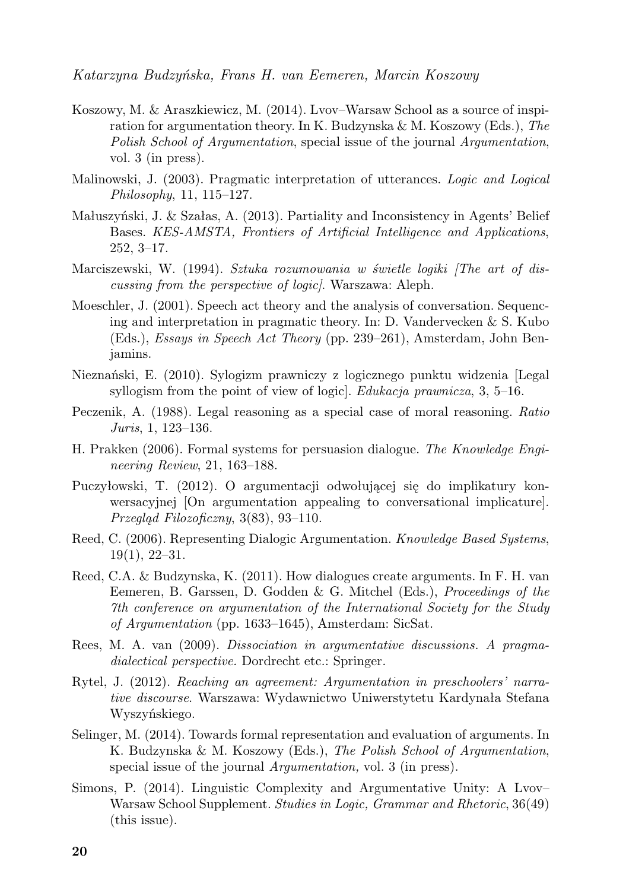Koszowy, M. & Araszkiewicz, M. (2014). Lvov–Warsaw School as a source of inspiration for argumentation theory. In K. Budzynska & M. Koszowy (Eds.), *The Polish School of Argumentation*, special issue of the journal *Argumentation*, vol. 3 (in press).

Malinowski, J. (2003). Pragmatic interpretation of utterances. *Logic and Logical Philosophy*, 11, 115–127.

Małuszyński, J. & Szałas, A. (2013). Partiality and Inconsistency in Agents' Belief Bases. *KES-AMSTA, Frontiers of Artificial Intelligence and Applications*, 252, 3–17.

Marciszewski, W. (1994). *Sztuka rozumowania w świetle logiki [The art of discussing from the perspective of logic]*. Warszawa: Aleph.

Moeschler, J. (2001). Speech act theory and the analysis of conversation. Sequencing and interpretation in pragmatic theory. In: D. Vandervecken & S. Kubo (Eds.), *Essays in Speech Act Theory* (pp. 239–261), Amsterdam, John Benjamins.

Nieznański, E. (2010). Sylogizm prawniczy z logicznego punktu widzenia [Legal syllogism from the point of view of logic]. *Edukacja prawnicza*, 3, 5–16.

Peczenik, A. (1988). Legal reasoning as a special case of moral reasoning. *Ratio Juris*, 1, 123–136.

H. Prakken (2006). Formal systems for persuasion dialogue. *The Knowledge Engineering Review*, 21, 163–188.

Puczyłowski, T. (2012). O argumentacji odwołującej się do implikatury konwersacyjnej [On argumentation appealing to conversational implicature]. *Przegląd Filozoficzny*, 3(83), 93–110.

Reed, C. (2006). Representing Dialogic Argumentation. *Knowledge Based Systems*, 19(1), 22–31.

Reed, C.A. & Budzynska, K. (2011). How dialogues create arguments. In F. H. van Eemeren, B. Garssen, D. Godden & G. Mitchel (Eds.), *Proceedings of the 7th conference on argumentation of the International Society for the Study of Argumentation* (pp. 1633–1645), Amsterdam: SicSat.

Rees, M. A. van (2009). *Dissociation in argumentative discussions. A pragma-dialectical perspective.* Dordrecht etc.: Springer.

Rytel, J. (2012). *Reaching an agreement: Argumentation in preschoolers' narrative discourse*. Warszawa: Wydawnictwo Uniwerstytetu Kardynała Stefana Wyszyńskiego.

Selinger, M. (2014). Towards formal representation and evaluation of arguments. In K. Budzynska & M. Koszowy (Eds.), *The Polish School of Argumentation*, special issue of the journal *Argumentation,* vol. 3 (in press).

Simons, P. (2014). Linguistic Complexity and Argumentative Unity: A Lvov–Warsaw School Supplement. *Studies in Logic, Grammar and Rhetoric*, 36(49) (this issue).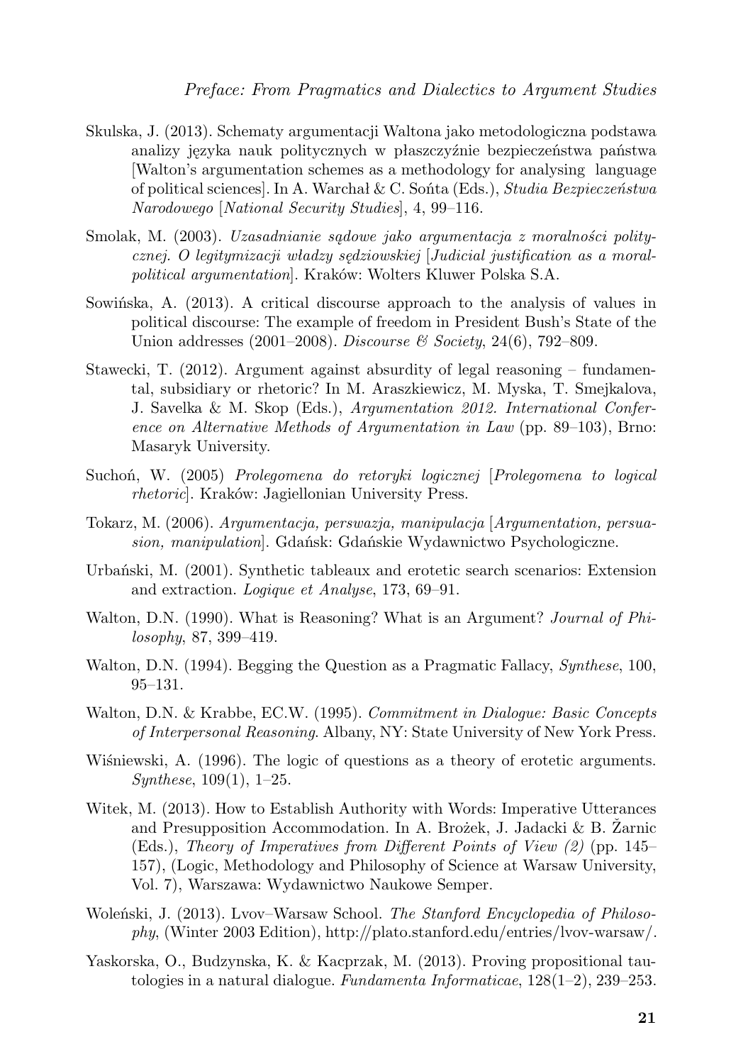Skulska, J. (2013). Schematy argumentacji Waltona jako metodologiczna podstawa analizy języka nauk politycznych w płaszczyźnie bezpieczeństwa państwa [Walton's argumentation schemes as a methodology for analysing language of political sciences]. In A. Warchał & C. Sońta (Eds.), *Studia Bezpieczeństwa Narodowego* [*National Security Studies*], 4, 99–116.

Smolak, M. (2003). *Uzasadnianie sądowe jako argumentacja z moralności politycznej. O legitymizacji władzy sędziowskiej* [*Judicial justification as a moral-political argumentation*]. Kraków: Wolters Kluwer Polska S.A.

Sowińska, A. (2013). A critical discourse approach to the analysis of values in political discourse: The example of freedom in President Bush's State of the Union addresses (2001–2008). *Discourse & Society*, 24(6), 792–809.

Stawecki, T. (2012). Argument against absurdity of legal reasoning – fundamental, subsidiary or rhetoric? In M. Araszkiewicz, M. Myska, T. Smejkalova, J. Savelka & M. Skop (Eds.), *Argumentation 2012. International Conference on Alternative Methods of Argumentation in Law* (pp. 89–103), Brno: Masaryk University.

Suchoń, W. (2005) *Prolegomena do retoryki logicznej* [*Prolegomena to logical rhetoric*]. Kraków: Jagiellonian University Press.

Tokarz, M. (2006). *Argumentacja, perswazja, manipulacja* [*Argumentation, persuasion, manipulation*]. Gdańsk: Gdańskie Wydawnictwo Psychologiczne.

Urbański, M. (2001). Synthetic tableaux and erotetic search scenarios: Extension and extraction. *Logique et Analyse*, 173, 69–91.

Walton, D.N. (1990). What is Reasoning? What is an Argument? *Journal of Philosophy*, 87, 399–419.

Walton, D.N. (1994). Begging the Question as a Pragmatic Fallacy, *Synthese*, 100, 95–131.

Walton, D.N. & Krabbe, EC.W. (1995). *Commitment in Dialogue: Basic Concepts of Interpersonal Reasoning*. Albany, NY: State University of New York Press.

Wiśniewski, A. (1996). The logic of questions as a theory of erotetic arguments. *Synthese*, 109(1), 1–25.

Witek, M. (2013). How to Establish Authority with Words: Imperative Utterances and Presupposition Accommodation. In A. Brożek, J. Jadacki & B. Žarnic (Eds.), *Theory of Imperatives from Different Points of View (2)* (pp. 145–157), (Logic, Methodology and Philosophy of Science at Warsaw University, Vol. 7), Warszawa: Wydawnictwo Naukowe Semper.

Woleński, J. (2013). Lvov–Warsaw School. *The Stanford Encyclopedia of Philosophy*, (Winter 2003 Edition), http://plato.stanford.edu/entries/lvov-warsaw/.

Yaskorska, O., Budzynska, K. & Kacprzak, M. (2013). Proving propositional tautologies in a natural dialogue. *Fundamenta Informaticae*, 128(1–2), 239–253.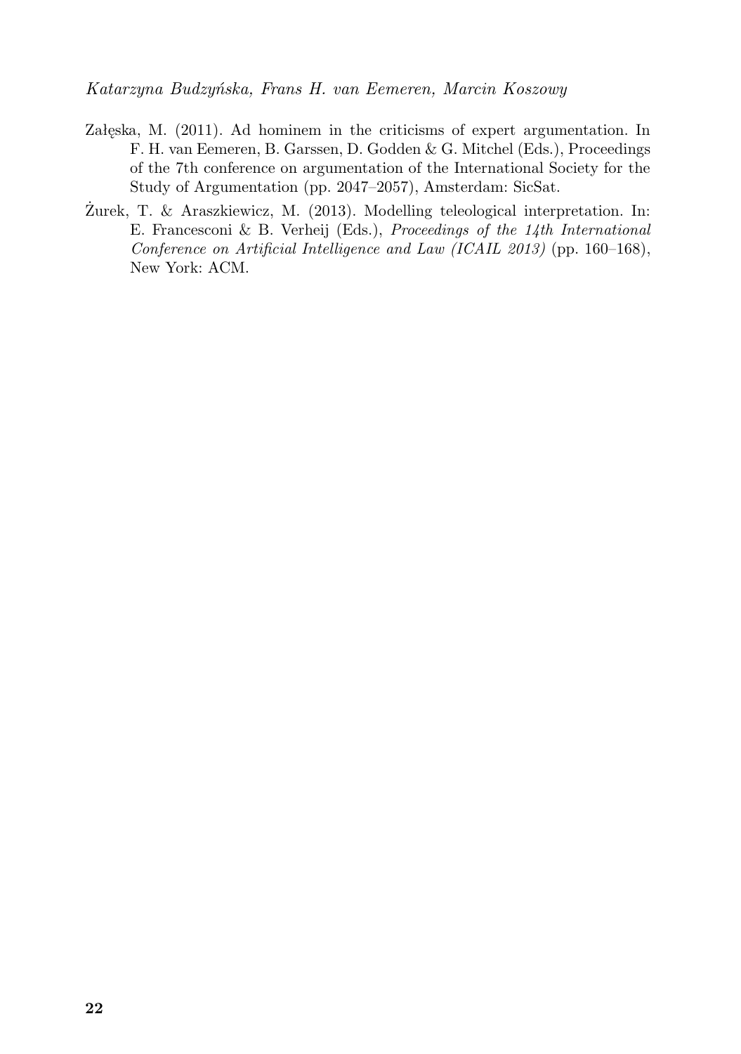Załęska, M. (2011). Ad hominem in the criticisms of expert argumentation. In F. H. van Eemeren, B. Garssen, D. Godden & G. Mitchel (Eds.), Proceedings of the 7th conference on argumentation of the International Society for the Study of Argumentation (pp. 2047–2057), Amsterdam: SicSat.

Żurek, T. & Araszkiewicz, M. (2013). Modelling teleological interpretation. In: E. Francesconi & B. Verheij (Eds.), *Proceedings of the 14th International Conference on Artificial Intelligence and Law (ICAIL 2013)* (pp. 160–168), New York: ACM.